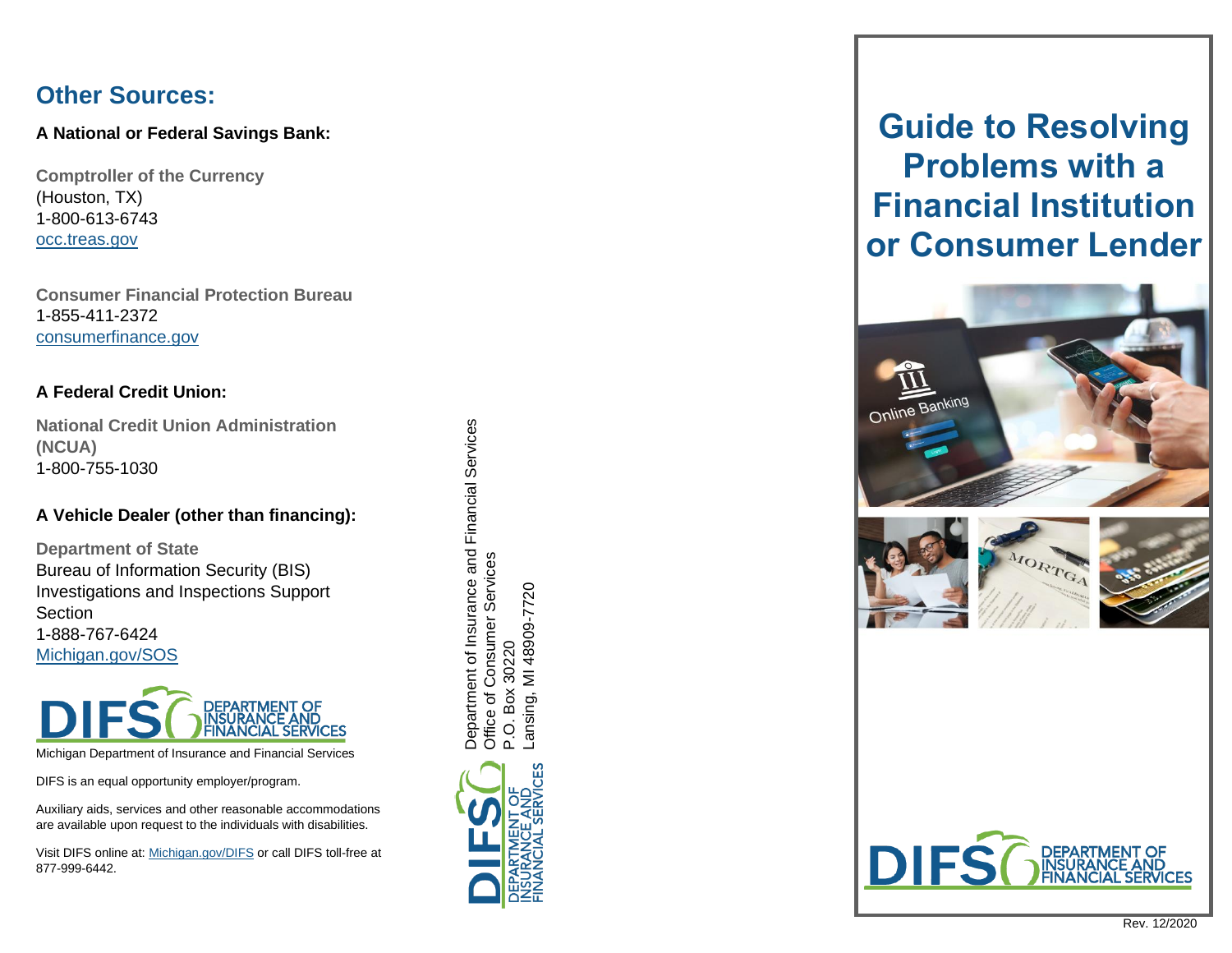## Other Sources:

**A National or Federal Savings Bank:**

**Comptroller of the Currency**
(Houston, TX)
1-800-613-6743
occ.treas.gov

**Consumer Financial Protection Bureau**
1-855-411-2372
consumerfinance.gov

**A Federal Credit Union:**

**National Credit Union Administration (NCUA)**
1-800-755-1030

**A Vehicle Dealer (other than financing):**

**Department of State**
Bureau of Information Security (BIS)
Investigations and Inspections Support Section
1-888-767-6424
Michigan.gov/SOS

DIFS DEPARTMENT OF INSURANCE AND FINANCIAL SERVICES

Michigan Department of Insurance and Financial Services

DIFS is an equal opportunity employer/program.

Auxiliary aids, services and other reasonable accommodations are available upon request to the individuals with disabilities.

Visit DIFS online at: Michigan.gov/DIFS or call DIFS toll-free at 877-999-6442.

Department of Insurance and Financial Services
Office of Consumer Services
P.O. Box 30220
Lansing, MI 48909-7720

DIFS DEPARTMENT OF INSURANCE AND FINANCIAL SERVICES

# Guide to Resolving Problems with a Financial Institution or Consumer Lender

DIFS DEPARTMENT OF INSURANCE AND FINANCIAL SERVICES

Rev. 12/2020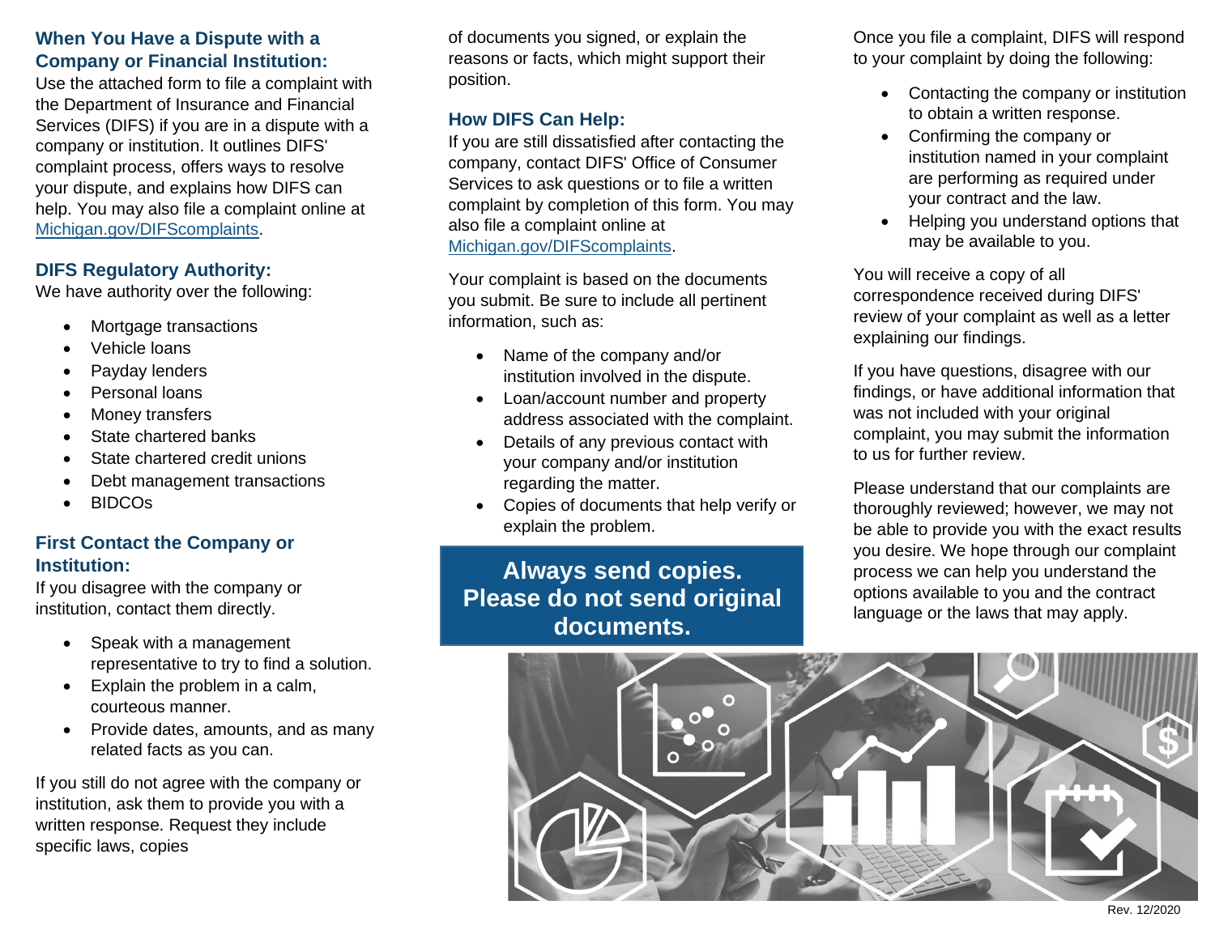## When You Have a Dispute with a Company or Financial Institution:

Use the attached form to file a complaint with the Department of Insurance and Financial Services (DIFS) if you are in a dispute with a company or institution. It outlines DIFS' complaint process, offers ways to resolve your dispute, and explains how DIFS can help. You may also file a complaint online at Michigan.gov/DIFScomplaints.

## DIFS Regulatory Authority:

We have authority over the following:

- Mortgage transactions
- Vehicle loans
- Payday lenders
- Personal loans
- Money transfers
- State chartered banks
- State chartered credit unions
- Debt management transactions
- BIDCOs

## First Contact the Company or Institution:

If you disagree with the company or institution, contact them directly.

- Speak with a management representative to try to find a solution.
- Explain the problem in a calm, courteous manner.
- Provide dates, amounts, and as many related facts as you can.

If you still do not agree with the company or institution, ask them to provide you with a written response. Request they include specific laws, copies of documents you signed, or explain the reasons or facts, which might support their position.

## How DIFS Can Help:

If you are still dissatisfied after contacting the company, contact DIFS' Office of Consumer Services to ask questions or to file a written complaint by completion of this form. You may also file a complaint online at Michigan.gov/DIFScomplaints.

Your complaint is based on the documents you submit. Be sure to include all pertinent information, such as:

- Name of the company and/or institution involved in the dispute.
- Loan/account number and property address associated with the complaint.
- Details of any previous contact with your company and/or institution regarding the matter.
- Copies of documents that help verify or explain the problem.

**Always send copies. Please do not send original documents.**

Once you file a complaint, DIFS will respond to your complaint by doing the following:

- Contacting the company or institution to obtain a written response.
- Confirming the company or institution named in your complaint are performing as required under your contract and the law.
- Helping you understand options that may be available to you.

You will receive a copy of all correspondence received during DIFS' review of your complaint as well as a letter explaining our findings.

If you have questions, disagree with our findings, or have additional information that was not included with your original complaint, you may submit the information to us for further review.

Please understand that our complaints are thoroughly reviewed; however, we may not be able to provide you with the exact results you desire. We hope through our complaint process we can help you understand the options available to you and the contract language or the laws that may apply.

Rev. 12/2020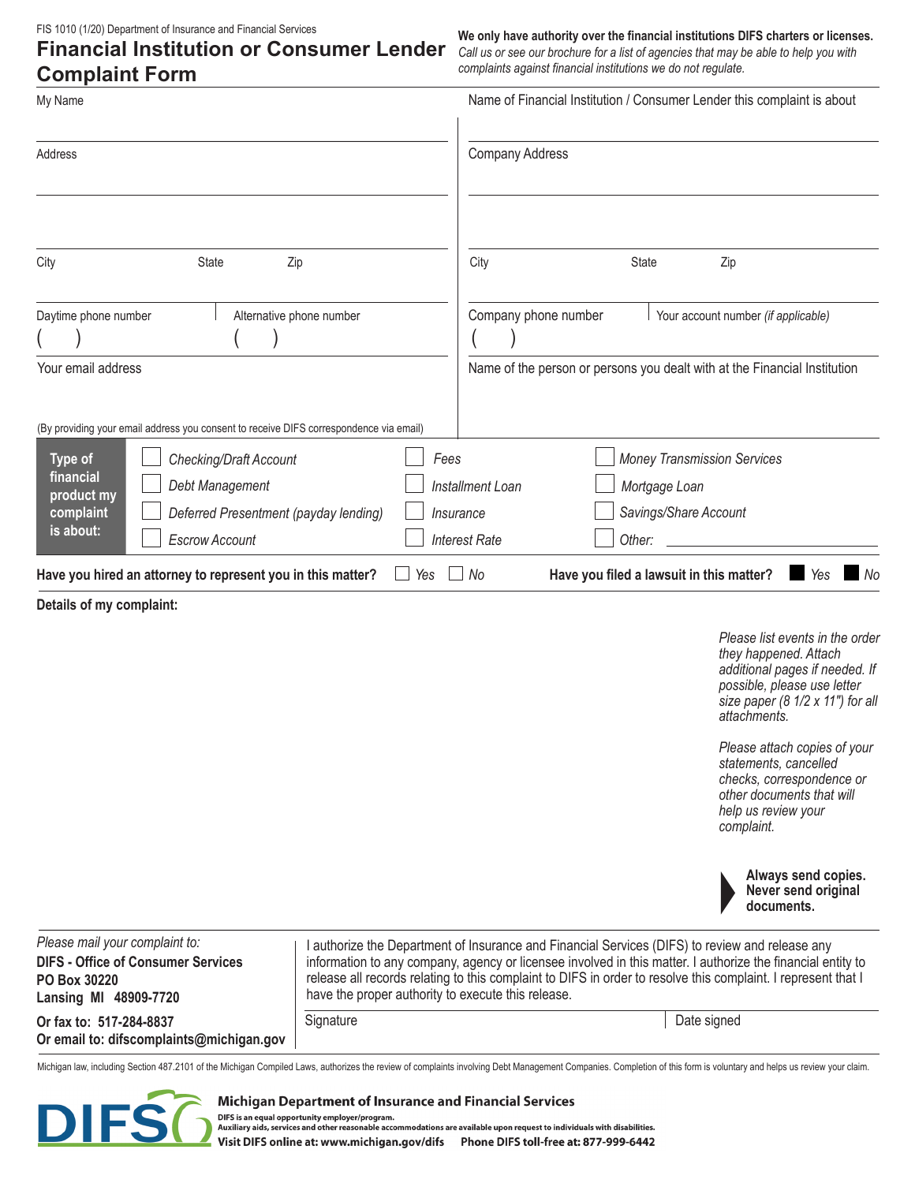FIS 1010 (1/20) Department of Insurance and Financial Services

# Financial Institution or Consumer Lender Complaint Form

**We only have authority over the financial institutions DIFS charters or licenses.** *Call us or see our brochure for a list of agencies that may be able to help you with complaints against financial institutions we do not regulate.*

My Name

Address

City State Zip

Daytime phone number ( ) Alternative phone number ( )

Your email address

(By providing your email address you consent to receive DIFS correspondence via email)

Name of Financial Institution / Consumer Lender this complaint is about

Company Address

City State Zip

Company phone number ( ) Your account number *(if applicable)*

Name of the person or persons you dealt with at the Financial Institution

**Type of financial product my complaint is about:**

- ☐ *Checking/Draft Account*
- ☐ *Debt Management*
- ☐ *Deferred Presentment (payday lending)*
- ☐ *Escrow Account*
- ☐ *Fees*
- ☐ *Installment Loan*
- ☐ *Insurance*
- ☐ *Interest Rate*
- ☐ *Money Transmission Services*
- ☐ *Mortgage Loan*
- ☐ *Savings/Share Account*
- ☐ *Other:* ______

**Have you hired an attorney to represent you in this matter?** ☐ *Yes* ☐ *No*

**Have you filed a lawsuit in this matter?** ☐ *Yes* ☐ *No*

**Details of my complaint:**

*Please list events in the order they happened. Attach additional pages if needed. If possible, please use letter size paper (8 1/2 x 11") for all attachments.*

*Please attach copies of your statements, cancelled checks, correspondence or other documents that will help us review your complaint.*

**Always send copies. Never send original documents.**

*Please mail your complaint to:*

**DIFS - Office of Consumer Services**
**PO Box 30220**
**Lansing MI 48909-7720**

**Or fax to: 517-284-8837**
**Or email to: difscomplaints@michigan.gov**

I authorize the Department of Insurance and Financial Services (DIFS) to review and release any information to any company, agency or licensee involved in this matter. I authorize the financial entity to release all records relating to this complaint to DIFS in order to resolve this complaint. I represent that I have the proper authority to execute this release.

Signature Date signed

Michigan law, including Section 487.2101 of the Michigan Compiled Laws, authorizes the review of complaints involving Debt Management Companies. Completion of this form is voluntary and helps us review your claim.

DIFS

**Michigan Department of Insurance and Financial Services**

**DIFS is an equal opportunity employer/program.**
**Auxiliary aids, services and other reasonable accommodations are available upon request to individuals with disabilities.**
**Visit DIFS online at: www.michigan.gov/difs Phone DIFS toll-free at: 877-999-6442**